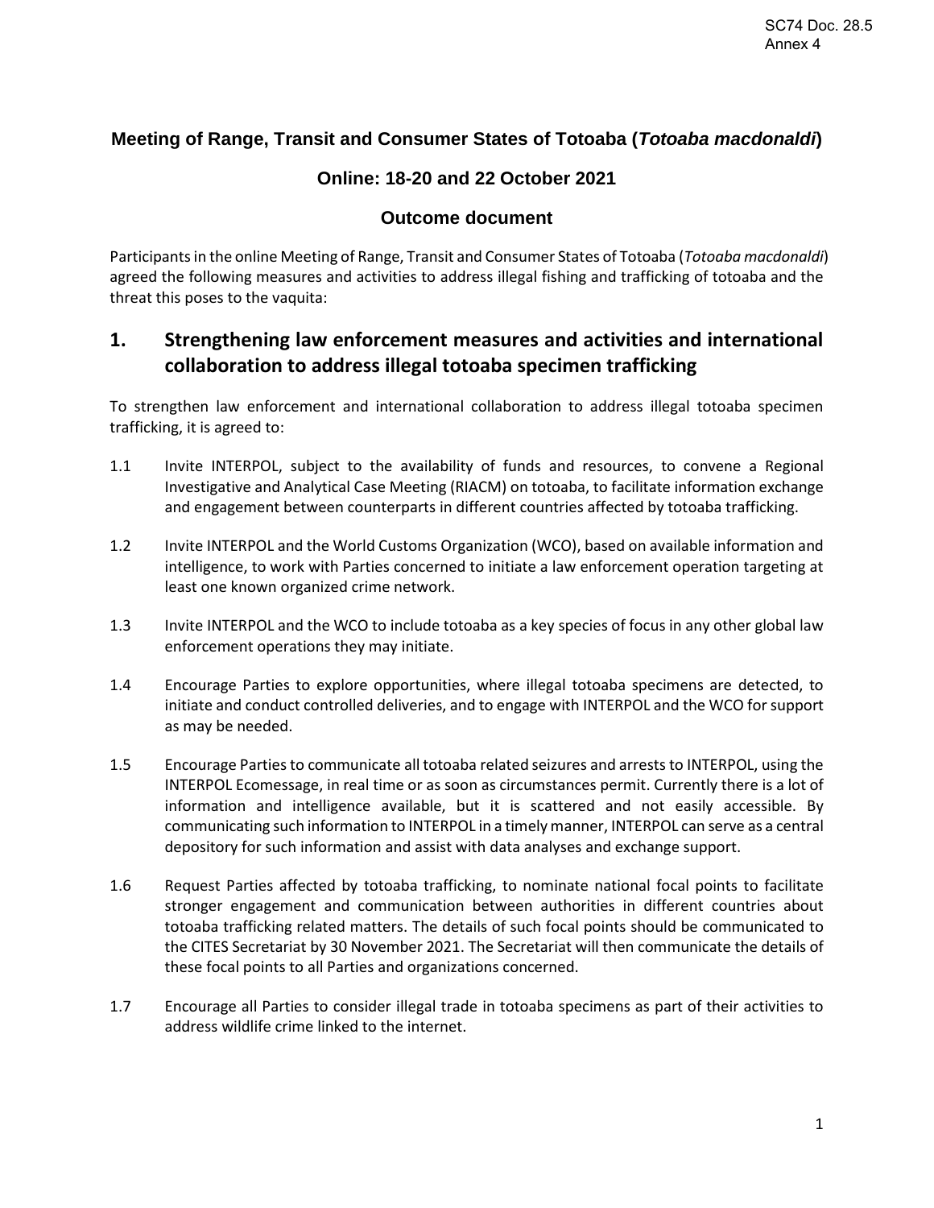# Meeting of Range, Transit and Consumer States of Totoaba (*Totoaba macdonaldi*)

## Online: 18-20 and 22 October 2021

## Outcome document

Participants in the online Meeting of Range, Transit and Consumer States of Totoaba (*Totoaba macdonaldi*) agreed the following measures and activities to address illegal fishing and trafficking of totoaba and the threat this poses to the vaquita:

## 1. Strengthening law enforcement measures and activities and international collaboration to address illegal totoaba specimen trafficking

To strengthen law enforcement and international collaboration to address illegal totoaba specimen trafficking, it is agreed to:

1.1 Invite INTERPOL, subject to the availability of funds and resources, to convene a Regional Investigative and Analytical Case Meeting (RIACM) on totoaba, to facilitate information exchange and engagement between counterparts in different countries affected by totoaba trafficking.

1.2 Invite INTERPOL and the World Customs Organization (WCO), based on available information and intelligence, to work with Parties concerned to initiate a law enforcement operation targeting at least one known organized crime network.

1.3 Invite INTERPOL and the WCO to include totoaba as a key species of focus in any other global law enforcement operations they may initiate.

1.4 Encourage Parties to explore opportunities, where illegal totoaba specimens are detected, to initiate and conduct controlled deliveries, and to engage with INTERPOL and the WCO for support as may be needed.

1.5 Encourage Parties to communicate all totoaba related seizures and arrests to INTERPOL, using the INTERPOL Ecomessage, in real time or as soon as circumstances permit. Currently there is a lot of information and intelligence available, but it is scattered and not easily accessible. By communicating such information to INTERPOL in a timely manner, INTERPOL can serve as a central depository for such information and assist with data analyses and exchange support.

1.6 Request Parties affected by totoaba trafficking, to nominate national focal points to facilitate stronger engagement and communication between authorities in different countries about totoaba trafficking related matters. The details of such focal points should be communicated to the CITES Secretariat by 30 November 2021. The Secretariat will then communicate the details of these focal points to all Parties and organizations concerned.

1.7 Encourage all Parties to consider illegal trade in totoaba specimens as part of their activities to address wildlife crime linked to the internet.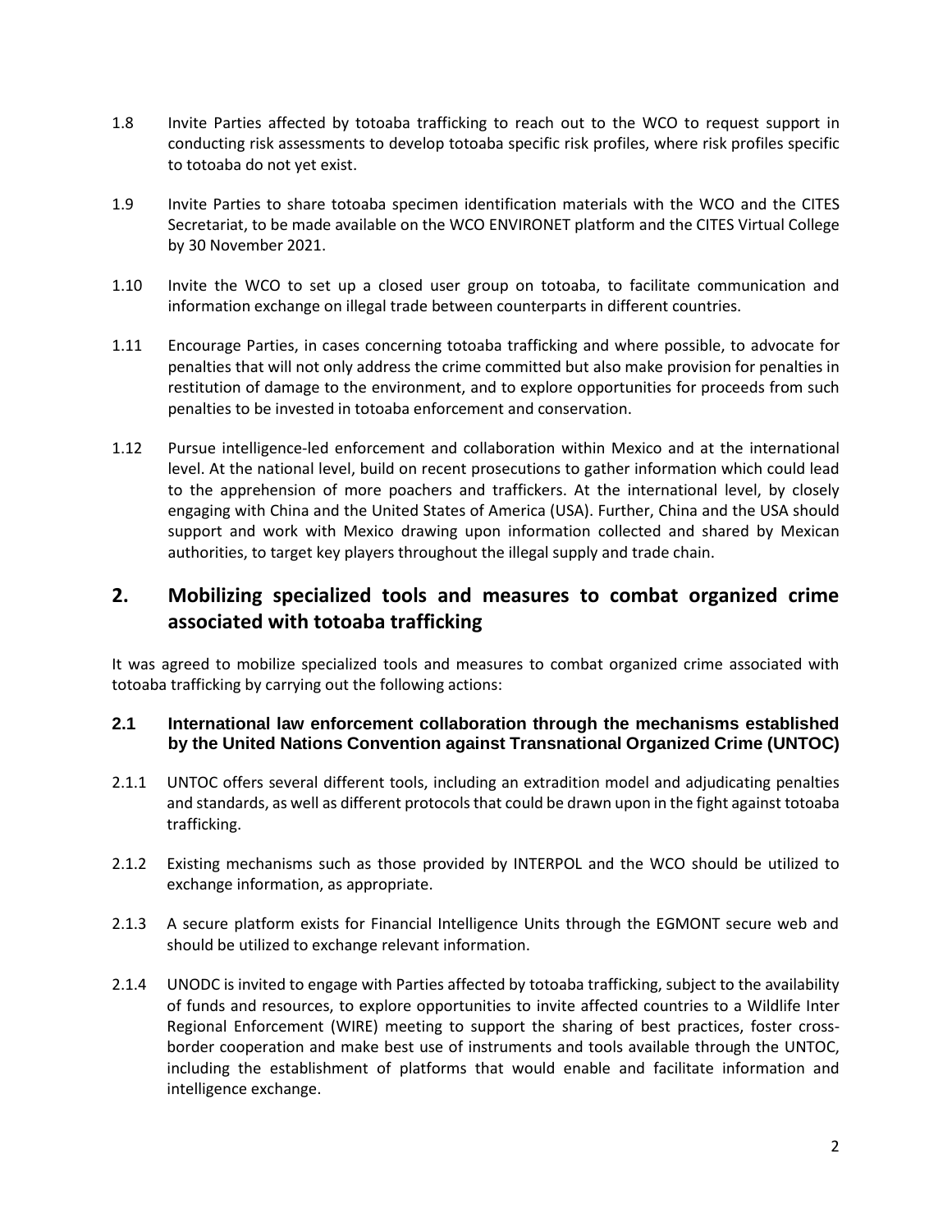1.8 Invite Parties affected by totoaba trafficking to reach out to the WCO to request support in conducting risk assessments to develop totoaba specific risk profiles, where risk profiles specific to totoaba do not yet exist.

1.9 Invite Parties to share totoaba specimen identification materials with the WCO and the CITES Secretariat, to be made available on the WCO ENVIRONET platform and the CITES Virtual College by 30 November 2021.

1.10 Invite the WCO to set up a closed user group on totoaba, to facilitate communication and information exchange on illegal trade between counterparts in different countries.

1.11 Encourage Parties, in cases concerning totoaba trafficking and where possible, to advocate for penalties that will not only address the crime committed but also make provision for penalties in restitution of damage to the environment, and to explore opportunities for proceeds from such penalties to be invested in totoaba enforcement and conservation.

1.12 Pursue intelligence-led enforcement and collaboration within Mexico and at the international level. At the national level, build on recent prosecutions to gather information which could lead to the apprehension of more poachers and traffickers. At the international level, by closely engaging with China and the United States of America (USA). Further, China and the USA should support and work with Mexico drawing upon information collected and shared by Mexican authorities, to target key players throughout the illegal supply and trade chain.

## 2. Mobilizing specialized tools and measures to combat organized crime associated with totoaba trafficking

It was agreed to mobilize specialized tools and measures to combat organized crime associated with totoaba trafficking by carrying out the following actions:

### 2.1 International law enforcement collaboration through the mechanisms established by the United Nations Convention against Transnational Organized Crime (UNTOC)

2.1.1 UNTOC offers several different tools, including an extradition model and adjudicating penalties and standards, as well as different protocols that could be drawn upon in the fight against totoaba trafficking.

2.1.2 Existing mechanisms such as those provided by INTERPOL and the WCO should be utilized to exchange information, as appropriate.

2.1.3 A secure platform exists for Financial Intelligence Units through the EGMONT secure web and should be utilized to exchange relevant information.

2.1.4 UNODC is invited to engage with Parties affected by totoaba trafficking, subject to the availability of funds and resources, to explore opportunities to invite affected countries to a Wildlife Inter Regional Enforcement (WIRE) meeting to support the sharing of best practices, foster cross-border cooperation and make best use of instruments and tools available through the UNTOC, including the establishment of platforms that would enable and facilitate information and intelligence exchange.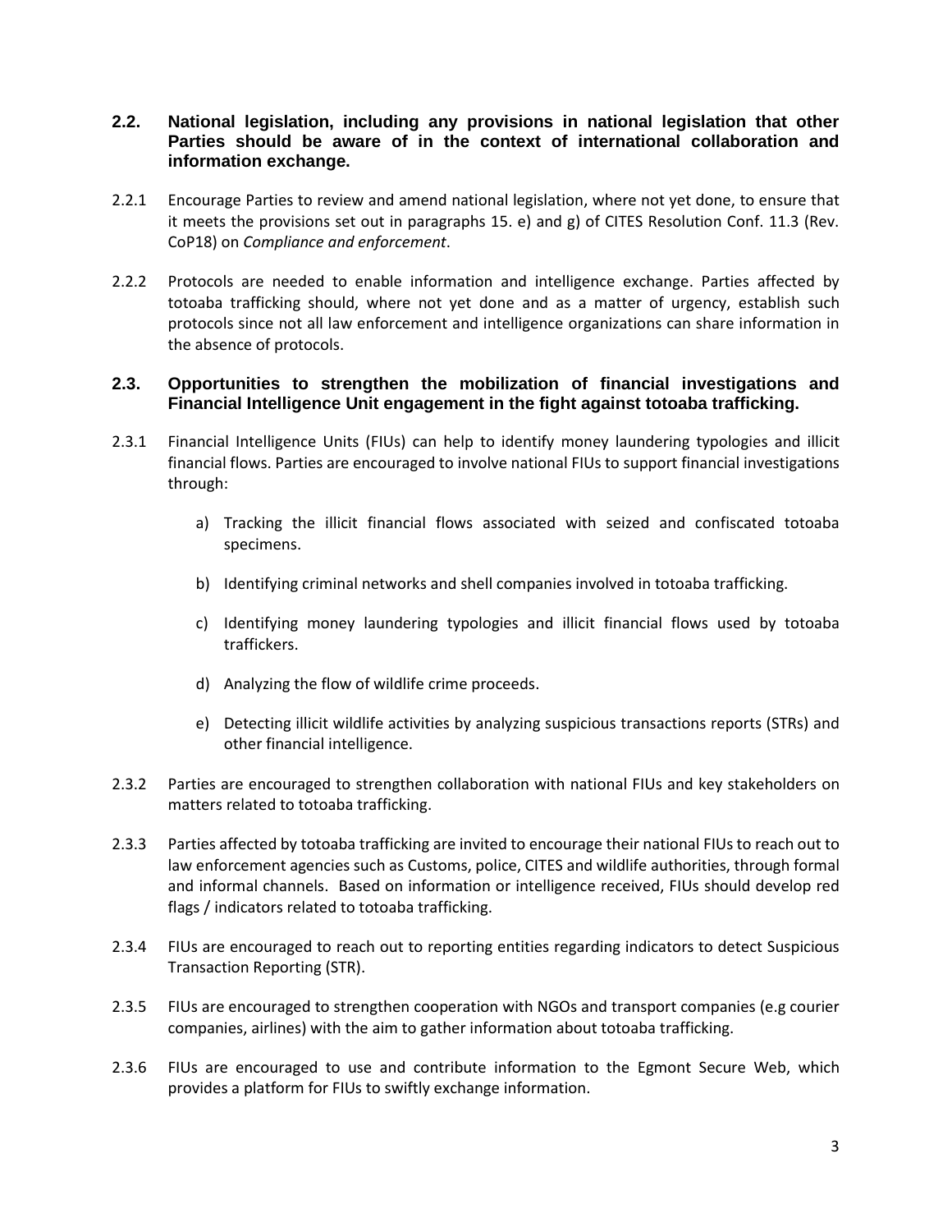### 2.2. National legislation, including any provisions in national legislation that other Parties should be aware of in the context of international collaboration and information exchange.

2.2.1 Encourage Parties to review and amend national legislation, where not yet done, to ensure that it meets the provisions set out in paragraphs 15. e) and g) of CITES Resolution Conf. 11.3 (Rev. CoP18) on *Compliance and enforcement*.

2.2.2 Protocols are needed to enable information and intelligence exchange. Parties affected by totoaba trafficking should, where not yet done and as a matter of urgency, establish such protocols since not all law enforcement and intelligence organizations can share information in the absence of protocols.

### 2.3. Opportunities to strengthen the mobilization of financial investigations and Financial Intelligence Unit engagement in the fight against totoaba trafficking.

2.3.1 Financial Intelligence Units (FIUs) can help to identify money laundering typologies and illicit financial flows. Parties are encouraged to involve national FIUs to support financial investigations through:

a) Tracking the illicit financial flows associated with seized and confiscated totoaba specimens.

b) Identifying criminal networks and shell companies involved in totoaba trafficking.

c) Identifying money laundering typologies and illicit financial flows used by totoaba traffickers.

d) Analyzing the flow of wildlife crime proceeds.

e) Detecting illicit wildlife activities by analyzing suspicious transactions reports (STRs) and other financial intelligence.

2.3.2 Parties are encouraged to strengthen collaboration with national FIUs and key stakeholders on matters related to totoaba trafficking.

2.3.3 Parties affected by totoaba trafficking are invited to encourage their national FIUs to reach out to law enforcement agencies such as Customs, police, CITES and wildlife authorities, through formal and informal channels. Based on information or intelligence received, FIUs should develop red flags / indicators related to totoaba trafficking.

2.3.4 FIUs are encouraged to reach out to reporting entities regarding indicators to detect Suspicious Transaction Reporting (STR).

2.3.5 FIUs are encouraged to strengthen cooperation with NGOs and transport companies (e.g courier companies, airlines) with the aim to gather information about totoaba trafficking.

2.3.6 FIUs are encouraged to use and contribute information to the Egmont Secure Web, which provides a platform for FIUs to swiftly exchange information.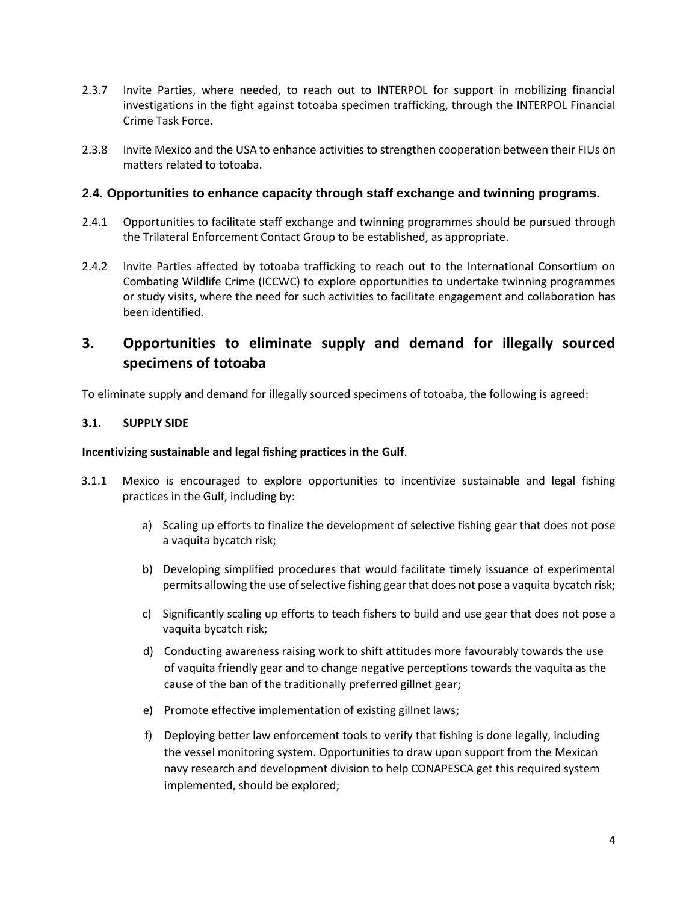2.3.7 Invite Parties, where needed, to reach out to INTERPOL for support in mobilizing financial investigations in the fight against totoaba specimen trafficking, through the INTERPOL Financial Crime Task Force.

2.3.8 Invite Mexico and the USA to enhance activities to strengthen cooperation between their FIUs on matters related to totoaba.

### 2.4. Opportunities to enhance capacity through staff exchange and twinning programs.

2.4.1 Opportunities to facilitate staff exchange and twinning programmes should be pursued through the Trilateral Enforcement Contact Group to be established, as appropriate.

2.4.2 Invite Parties affected by totoaba trafficking to reach out to the International Consortium on Combating Wildlife Crime (ICCWC) to explore opportunities to undertake twinning programmes or study visits, where the need for such activities to facilitate engagement and collaboration has been identified.

## 3. Opportunities to eliminate supply and demand for illegally sourced specimens of totoaba

To eliminate supply and demand for illegally sourced specimens of totoaba, the following is agreed:

**3.1. SUPPLY SIDE**

**Incentivizing sustainable and legal fishing practices in the Gulf**.

3.1.1 Mexico is encouraged to explore opportunities to incentivize sustainable and legal fishing practices in the Gulf, including by:

a) Scaling up efforts to finalize the development of selective fishing gear that does not pose a vaquita bycatch risk;

b) Developing simplified procedures that would facilitate timely issuance of experimental permits allowing the use of selective fishing gear that does not pose a vaquita bycatch risk;

c) Significantly scaling up efforts to teach fishers to build and use gear that does not pose a vaquita bycatch risk;

d) Conducting awareness raising work to shift attitudes more favourably towards the use of vaquita friendly gear and to change negative perceptions towards the vaquita as the cause of the ban of the traditionally preferred gillnet gear;

e) Promote effective implementation of existing gillnet laws;

f) Deploying better law enforcement tools to verify that fishing is done legally, including the vessel monitoring system. Opportunities to draw upon support from the Mexican navy research and development division to help CONAPESCA get this required system implemented, should be explored;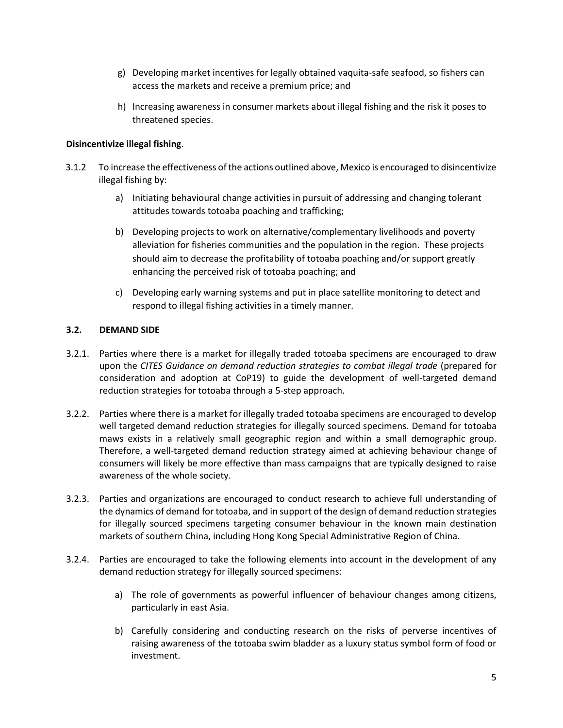g) Developing market incentives for legally obtained vaquita-safe seafood, so fishers can access the markets and receive a premium price; and

h) Increasing awareness in consumer markets about illegal fishing and the risk it poses to threatened species.

**Disincentivize illegal fishing**.

3.1.2 To increase the effectiveness of the actions outlined above, Mexico is encouraged to disincentivize illegal fishing by:

a) Initiating behavioural change activities in pursuit of addressing and changing tolerant attitudes towards totoaba poaching and trafficking;

b) Developing projects to work on alternative/complementary livelihoods and poverty alleviation for fisheries communities and the population in the region. These projects should aim to decrease the profitability of totoaba poaching and/or support greatly enhancing the perceived risk of totoaba poaching; and

c) Developing early warning systems and put in place satellite monitoring to detect and respond to illegal fishing activities in a timely manner.

### 3.2. DEMAND SIDE

3.2.1. Parties where there is a market for illegally traded totoaba specimens are encouraged to draw upon the *CITES Guidance on demand reduction strategies to combat illegal trade* (prepared for consideration and adoption at CoP19) to guide the development of well-targeted demand reduction strategies for totoaba through a 5-step approach.

3.2.2. Parties where there is a market for illegally traded totoaba specimens are encouraged to develop well targeted demand reduction strategies for illegally sourced specimens. Demand for totoaba maws exists in a relatively small geographic region and within a small demographic group. Therefore, a well-targeted demand reduction strategy aimed at achieving behaviour change of consumers will likely be more effective than mass campaigns that are typically designed to raise awareness of the whole society.

3.2.3. Parties and organizations are encouraged to conduct research to achieve full understanding of the dynamics of demand for totoaba, and in support of the design of demand reduction strategies for illegally sourced specimens targeting consumer behaviour in the known main destination markets of southern China, including Hong Kong Special Administrative Region of China.

3.2.4. Parties are encouraged to take the following elements into account in the development of any demand reduction strategy for illegally sourced specimens:

a) The role of governments as powerful influencer of behaviour changes among citizens, particularly in east Asia.

b) Carefully considering and conducting research on the risks of perverse incentives of raising awareness of the totoaba swim bladder as a luxury status symbol form of food or investment.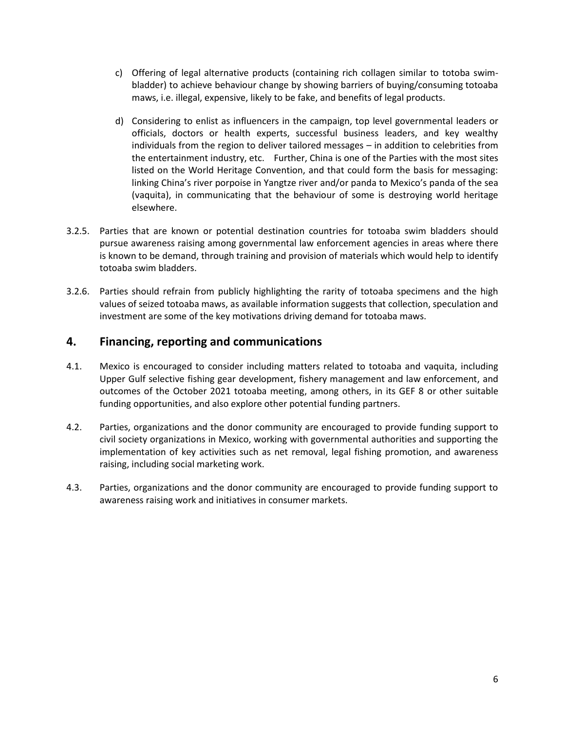c) Offering of legal alternative products (containing rich collagen similar to totoba swim-bladder) to achieve behaviour change by showing barriers of buying/consuming totoaba maws, i.e. illegal, expensive, likely to be fake, and benefits of legal products.

d) Considering to enlist as influencers in the campaign, top level governmental leaders or officials, doctors or health experts, successful business leaders, and key wealthy individuals from the region to deliver tailored messages – in addition to celebrities from the entertainment industry, etc. Further, China is one of the Parties with the most sites listed on the World Heritage Convention, and that could form the basis for messaging: linking China's river porpoise in Yangtze river and/or panda to Mexico's panda of the sea (vaquita), in communicating that the behaviour of some is destroying world heritage elsewhere.

3.2.5. Parties that are known or potential destination countries for totoaba swim bladders should pursue awareness raising among governmental law enforcement agencies in areas where there is known to be demand, through training and provision of materials which would help to identify totoaba swim bladders.

3.2.6. Parties should refrain from publicly highlighting the rarity of totoaba specimens and the high values of seized totoaba maws, as available information suggests that collection, speculation and investment are some of the key motivations driving demand for totoaba maws.

## 4. Financing, reporting and communications

4.1. Mexico is encouraged to consider including matters related to totoaba and vaquita, including Upper Gulf selective fishing gear development, fishery management and law enforcement, and outcomes of the October 2021 totoaba meeting, among others, in its GEF 8 or other suitable funding opportunities, and also explore other potential funding partners.

4.2. Parties, organizations and the donor community are encouraged to provide funding support to civil society organizations in Mexico, working with governmental authorities and supporting the implementation of key activities such as net removal, legal fishing promotion, and awareness raising, including social marketing work.

4.3. Parties, organizations and the donor community are encouraged to provide funding support to awareness raising work and initiatives in consumer markets.